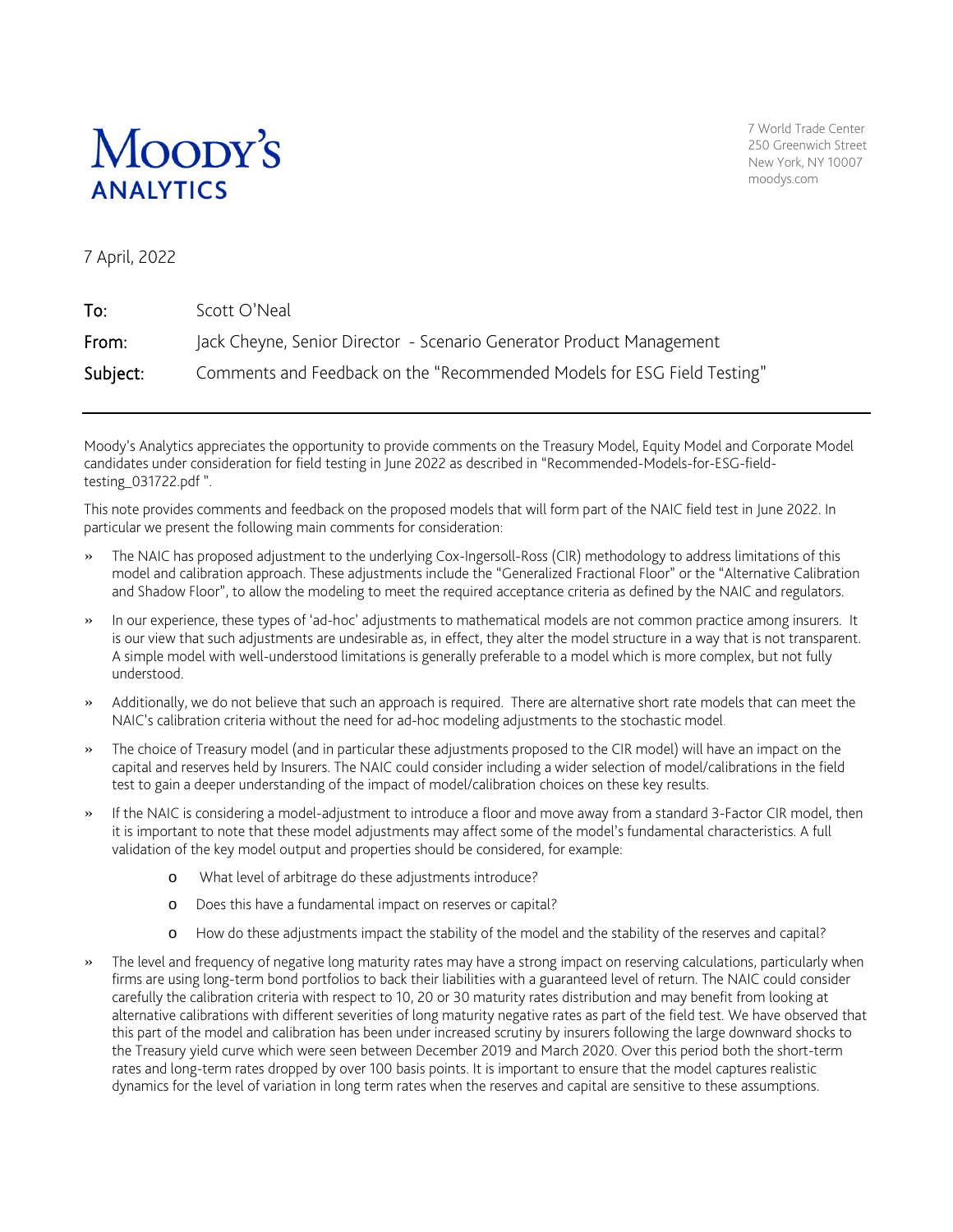# Moody's ANALYTICS

7 World Trade Center
250 Greenwich Street
New York, NY 10007
moodys.com

7 April, 2022

| | |
|---|---|
| **To:** | Scott O'Neal |
| **From:** | Jack Cheyne, Senior Director - Scenario Generator Product Management |
| **Subject:** | Comments and Feedback on the "Recommended Models for ESG Field Testing" |

---

Moody's Analytics appreciates the opportunity to provide comments on the Treasury Model, Equity Model and Corporate Model candidates under consideration for field testing in June 2022 as described in "Recommended-Models-for-ESG-field-testing_031722.pdf ".

This note provides comments and feedback on the proposed models that will form part of the NAIC field test in June 2022. In particular we present the following main comments for consideration:

- The NAIC has proposed adjustment to the underlying Cox-Ingersoll-Ross (CIR) methodology to address limitations of this model and calibration approach. These adjustments include the "Generalized Fractional Floor" or the "Alternative Calibration and Shadow Floor", to allow the modeling to meet the required acceptance criteria as defined by the NAIC and regulators.
- In our experience, these types of 'ad-hoc' adjustments to mathematical models are not common practice among insurers. It is our view that such adjustments are undesirable as, in effect, they alter the model structure in a way that is not transparent. A simple model with well-understood limitations is generally preferable to a model which is more complex, but not fully understood.
- Additionally, we do not believe that such an approach is required. There are alternative short rate models that can meet the NAIC's calibration criteria without the need for ad-hoc modeling adjustments to the stochastic model.
- The choice of Treasury model (and in particular these adjustments proposed to the CIR model) will have an impact on the capital and reserves held by Insurers. The NAIC could consider including a wider selection of model/calibrations in the field test to gain a deeper understanding of the impact of model/calibration choices on these key results.
- If the NAIC is considering a model-adjustment to introduce a floor and move away from a standard 3-Factor CIR model, then it is important to note that these model adjustments may affect some of the model's fundamental characteristics. A full validation of the key model output and properties should be considered, for example:
  - What level of arbitrage do these adjustments introduce?
  - Does this have a fundamental impact on reserves or capital?
  - How do these adjustments impact the stability of the model and the stability of the reserves and capital?
- The level and frequency of negative long maturity rates may have a strong impact on reserving calculations, particularly when firms are using long-term bond portfolios to back their liabilities with a guaranteed level of return. The NAIC could consider carefully the calibration criteria with respect to 10, 20 or 30 maturity rates distribution and may benefit from looking at alternative calibrations with different severities of long maturity negative rates as part of the field test. We have observed that this part of the model and calibration has been under increased scrutiny by insurers following the large downward shocks to the Treasury yield curve which were seen between December 2019 and March 2020. Over this period both the short-term rates and long-term rates dropped by over 100 basis points. It is important to ensure that the model captures realistic dynamics for the level of variation in long term rates when the reserves and capital are sensitive to these assumptions.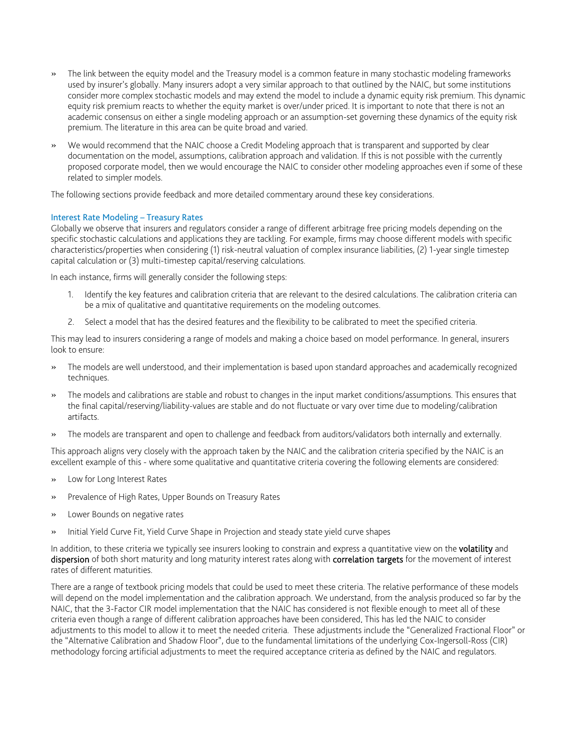- The link between the equity model and the Treasury model is a common feature in many stochastic modeling frameworks used by insurer's globally. Many insurers adopt a very similar approach to that outlined by the NAIC, but some institutions consider more complex stochastic models and may extend the model to include a dynamic equity risk premium. This dynamic equity risk premium reacts to whether the equity market is over/under priced. It is important to note that there is not an academic consensus on either a single modeling approach or an assumption-set governing these dynamics of the equity risk premium. The literature in this area can be quite broad and varied.
- We would recommend that the NAIC choose a Credit Modeling approach that is transparent and supported by clear documentation on the model, assumptions, calibration approach and validation. If this is not possible with the currently proposed corporate model, then we would encourage the NAIC to consider other modeling approaches even if some of these related to simpler models.

The following sections provide feedback and more detailed commentary around these key considerations.

### Interest Rate Modeling – Treasury Rates

Globally we observe that insurers and regulators consider a range of different arbitrage free pricing models depending on the specific stochastic calculations and applications they are tackling. For example, firms may choose different models with specific characteristics/properties when considering (1) risk-neutral valuation of complex insurance liabilities, (2) 1-year single timestep capital calculation or (3) multi-timestep capital/reserving calculations.

In each instance, firms will generally consider the following steps:

1. Identify the key features and calibration criteria that are relevant to the desired calculations. The calibration criteria can be a mix of qualitative and quantitative requirements on the modeling outcomes.
2. Select a model that has the desired features and the flexibility to be calibrated to meet the specified criteria.

This may lead to insurers considering a range of models and making a choice based on model performance. In general, insurers look to ensure:

- The models are well understood, and their implementation is based upon standard approaches and academically recognized techniques.
- The models and calibrations are stable and robust to changes in the input market conditions/assumptions. This ensures that the final capital/reserving/liability-values are stable and do not fluctuate or vary over time due to modeling/calibration artifacts.
- The models are transparent and open to challenge and feedback from auditors/validators both internally and externally.

This approach aligns very closely with the approach taken by the NAIC and the calibration criteria specified by the NAIC is an excellent example of this - where some qualitative and quantitative criteria covering the following elements are considered:

- Low for Long Interest Rates
- Prevalence of High Rates, Upper Bounds on Treasury Rates
- Lower Bounds on negative rates
- Initial Yield Curve Fit, Yield Curve Shape in Projection and steady state yield curve shapes

In addition, to these criteria we typically see insurers looking to constrain and express a quantitative view on the **volatility** and **dispersion** of both short maturity and long maturity interest rates along with **correlation targets** for the movement of interest rates of different maturities.

There are a range of textbook pricing models that could be used to meet these criteria. The relative performance of these models will depend on the model implementation and the calibration approach. We understand, from the analysis produced so far by the NAIC, that the 3-Factor CIR model implementation that the NAIC has considered is not flexible enough to meet all of these criteria even though a range of different calibration approaches have been considered. This has led the NAIC to consider adjustments to this model to allow it to meet the needed criteria. These adjustments include the "Generalized Fractional Floor" or the "Alternative Calibration and Shadow Floor", due to the fundamental limitations of the underlying Cox-Ingersoll-Ross (CIR) methodology forcing artificial adjustments to meet the required acceptance criteria as defined by the NAIC and regulators.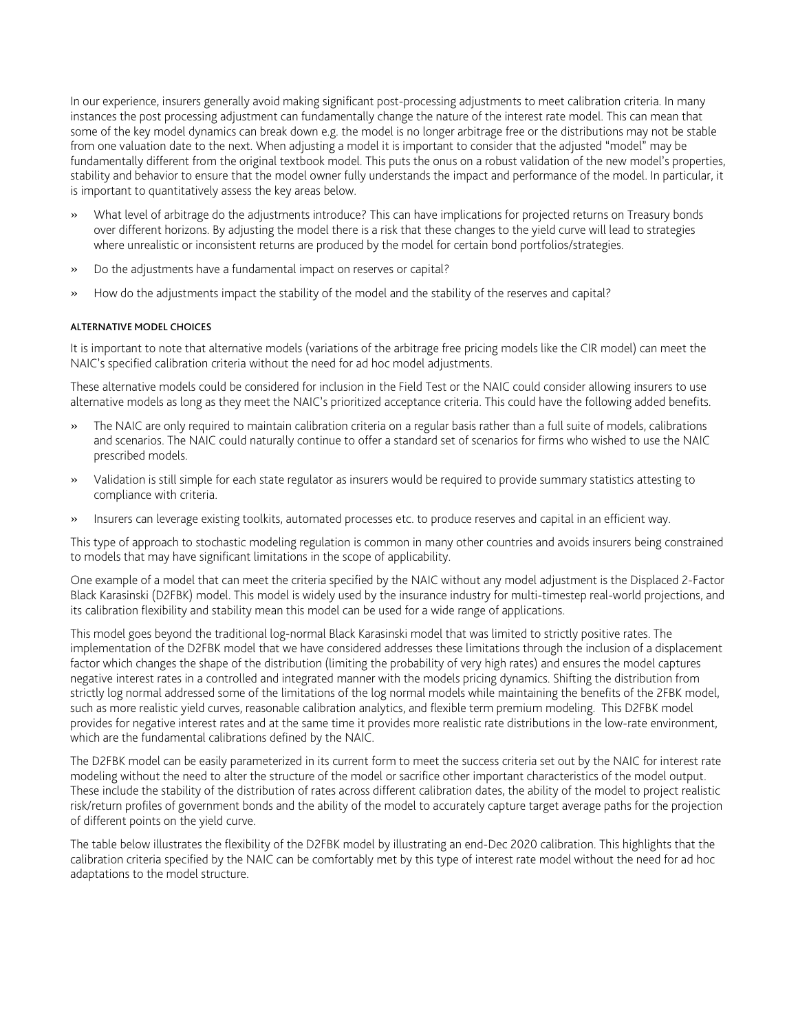In our experience, insurers generally avoid making significant post-processing adjustments to meet calibration criteria. In many instances the post processing adjustment can fundamentally change the nature of the interest rate model. This can mean that some of the key model dynamics can break down e.g. the model is no longer arbitrage free or the distributions may not be stable from one valuation date to the next. When adjusting a model it is important to consider that the adjusted "model" may be fundamentally different from the original textbook model. This puts the onus on a robust validation of the new model's properties, stability and behavior to ensure that the model owner fully understands the impact and performance of the model. In particular, it is important to quantitatively assess the key areas below.

- What level of arbitrage do the adjustments introduce? This can have implications for projected returns on Treasury bonds over different horizons. By adjusting the model there is a risk that these changes to the yield curve will lead to strategies where unrealistic or inconsistent returns are produced by the model for certain bond portfolios/strategies.
- Do the adjustments have a fundamental impact on reserves or capital?
- How do the adjustments impact the stability of the model and the stability of the reserves and capital?

#### ALTERNATIVE MODEL CHOICES

It is important to note that alternative models (variations of the arbitrage free pricing models like the CIR model) can meet the NAIC's specified calibration criteria without the need for ad hoc model adjustments.

These alternative models could be considered for inclusion in the Field Test or the NAIC could consider allowing insurers to use alternative models as long as they meet the NAIC's prioritized acceptance criteria. This could have the following added benefits.

- The NAIC are only required to maintain calibration criteria on a regular basis rather than a full suite of models, calibrations and scenarios. The NAIC could naturally continue to offer a standard set of scenarios for firms who wished to use the NAIC prescribed models.
- Validation is still simple for each state regulator as insurers would be required to provide summary statistics attesting to compliance with criteria.
- Insurers can leverage existing toolkits, automated processes etc. to produce reserves and capital in an efficient way.

This type of approach to stochastic modeling regulation is common in many other countries and avoids insurers being constrained to models that may have significant limitations in the scope of applicability.

One example of a model that can meet the criteria specified by the NAIC without any model adjustment is the Displaced 2-Factor Black Karasinski (D2FBK) model. This model is widely used by the insurance industry for multi-timestep real-world projections, and its calibration flexibility and stability mean this model can be used for a wide range of applications.

This model goes beyond the traditional log-normal Black Karasinski model that was limited to strictly positive rates. The implementation of the D2FBK model that we have considered addresses these limitations through the inclusion of a displacement factor which changes the shape of the distribution (limiting the probability of very high rates) and ensures the model captures negative interest rates in a controlled and integrated manner with the models pricing dynamics. Shifting the distribution from strictly log normal addressed some of the limitations of the log normal models while maintaining the benefits of the 2FBK model, such as more realistic yield curves, reasonable calibration analytics, and flexible term premium modeling. This D2FBK model provides for negative interest rates and at the same time it provides more realistic rate distributions in the low-rate environment, which are the fundamental calibrations defined by the NAIC.

The D2FBK model can be easily parameterized in its current form to meet the success criteria set out by the NAIC for interest rate modeling without the need to alter the structure of the model or sacrifice other important characteristics of the model output. These include the stability of the distribution of rates across different calibration dates, the ability of the model to project realistic risk/return profiles of government bonds and the ability of the model to accurately capture target average paths for the projection of different points on the yield curve.

The table below illustrates the flexibility of the D2FBK model by illustrating an end-Dec 2020 calibration. This highlights that the calibration criteria specified by the NAIC can be comfortably met by this type of interest rate model without the need for ad hoc adaptations to the model structure.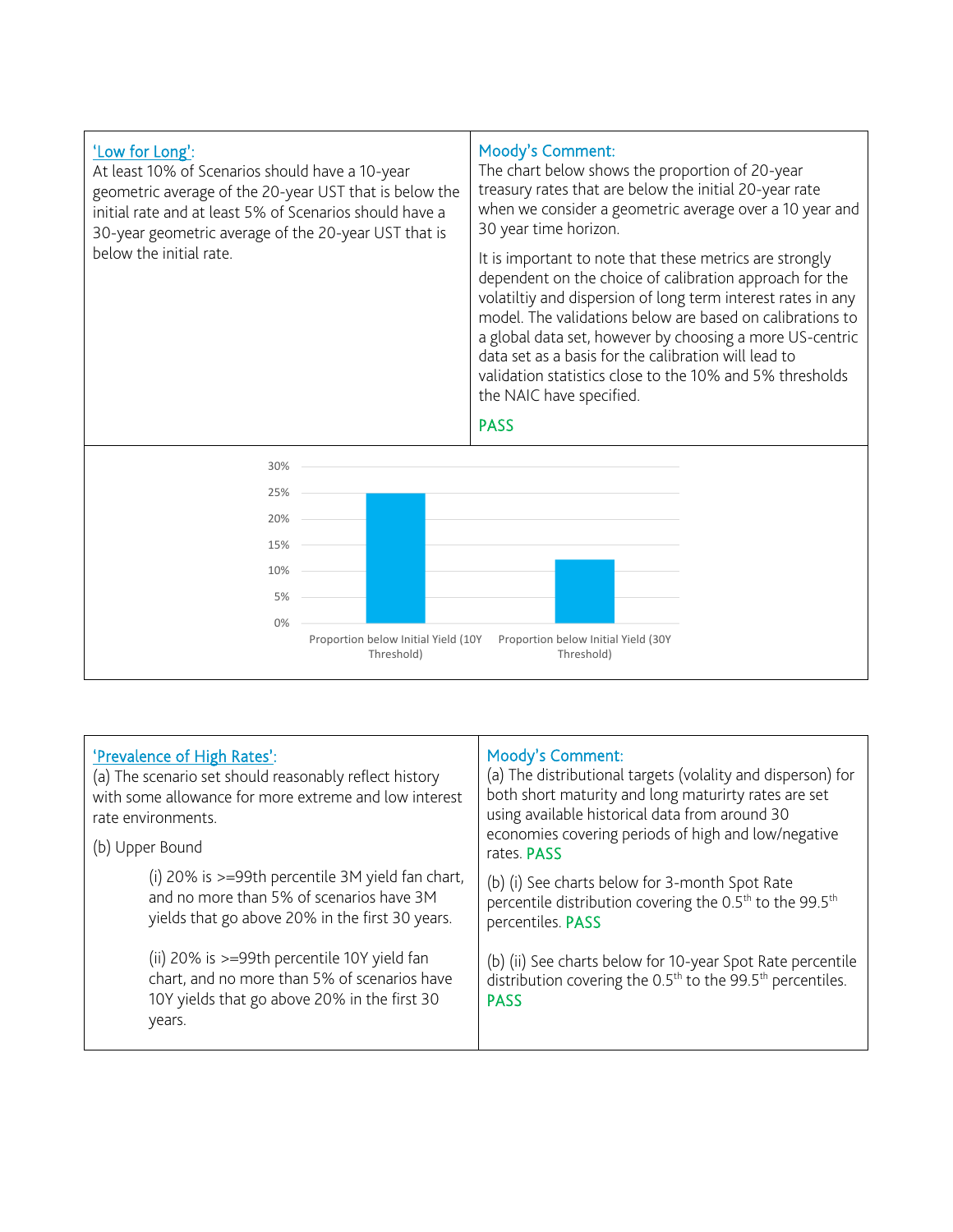| 'Low for Long': At least 10% of Scenarios should have a 10-year geometric average of the 20-year UST that is below the initial rate and at least 5% of Scenarios should have a 30-year geometric average of the 20-year UST that is below the initial rate. | Moody's Comment: The chart below shows the proportion of 20-year treasury rates that are below the initial 20-year rate when we consider a geometric average over a 10 year and 30 year time horizon. It is important to note that these metrics are strongly dependent on the choice of calibration approach for the volatiltiy and dispersion of long term interest rates in any model. The validations below are based on calibrations to a global data set, however by choosing a more US-centric data set as a basis for the calibration will lead to validation statistics close to the 10% and 5% thresholds the NAIC have specified. PASS |
|---|---|

| Category | Value |
|---|---|
| Proportion below Initial Yield (10Y Threshold) | 25% |
| Proportion below Initial Yield (30Y Threshold) | 12% |

| 'Prevalence of High Rates': | Moody's Comment: |
|---|---|
| (a) The scenario set should reasonably reflect history with some allowance for more extreme and low interest rate environments. | (a) The distributional targets (volality and disperson) for both short maturity and long maturirty rates are set using available historical data from around 30 economies covering periods of high and low/negative rates. PASS |
| (b) Upper Bound | |
| (i) 20% is >=99th percentile 3M yield fan chart, and no more than 5% of scenarios have 3M yields that go above 20% in the first 30 years. | (b) (i) See charts below for 3-month Spot Rate percentile distribution covering the 0.5th to the 99.5th percentiles. PASS |
| (ii) 20% is >=99th percentile 10Y yield fan chart, and no more than 5% of scenarios have 10Y yields that go above 20% in the first 30 years. | (b) (ii) See charts below for 10-year Spot Rate percentile distribution covering the 0.5th to the 99.5th percentiles. PASS |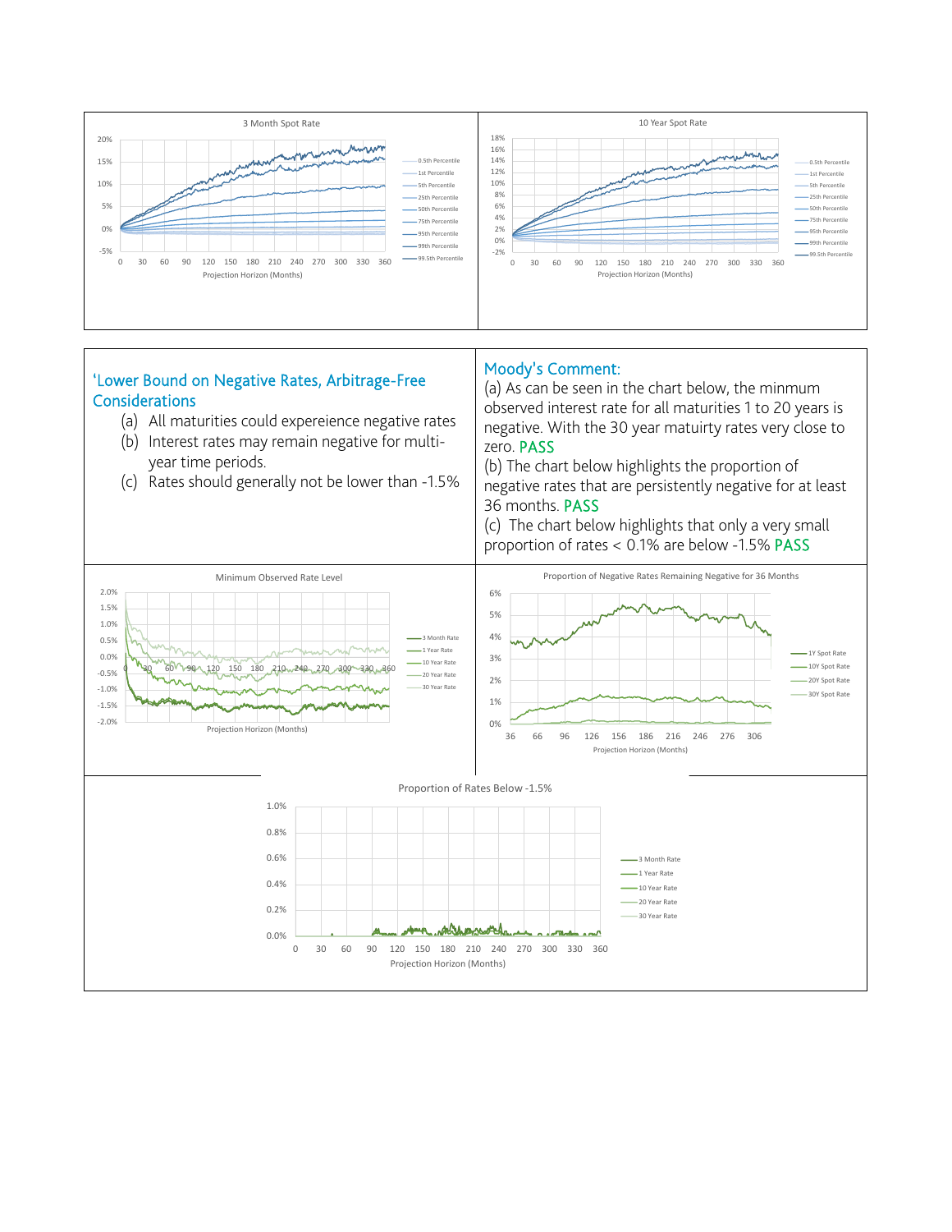3 Month Spot Rate

10 Year Spot Rate

| 'Lower Bound on Negative Rates, Arbitrage-Free Considerations | Moody's Comment: |
|---|---|
| (a) All maturities could expereience negative rates<br>(b) Interest rates may remain negative for multi-year time periods.<br>(c) Rates should generally not be lower than -1.5% | (a) As can be seen in the chart below, the minmum observed interest rate for all maturities 1 to 20 years is negative. With the 30 year matuirty rates very close to zero. PASS<br>(b) The chart below highlights the proportion of negative rates that are persistently negative for at least 36 months. PASS<br>(c) The chart below highlights that only a very small proportion of rates < 0.1% are below -1.5% PASS |

Minimum Observed Rate Level

Proportion of Negative Rates Remaining Negative for 36 Months

Proportion of Rates Below -1.5%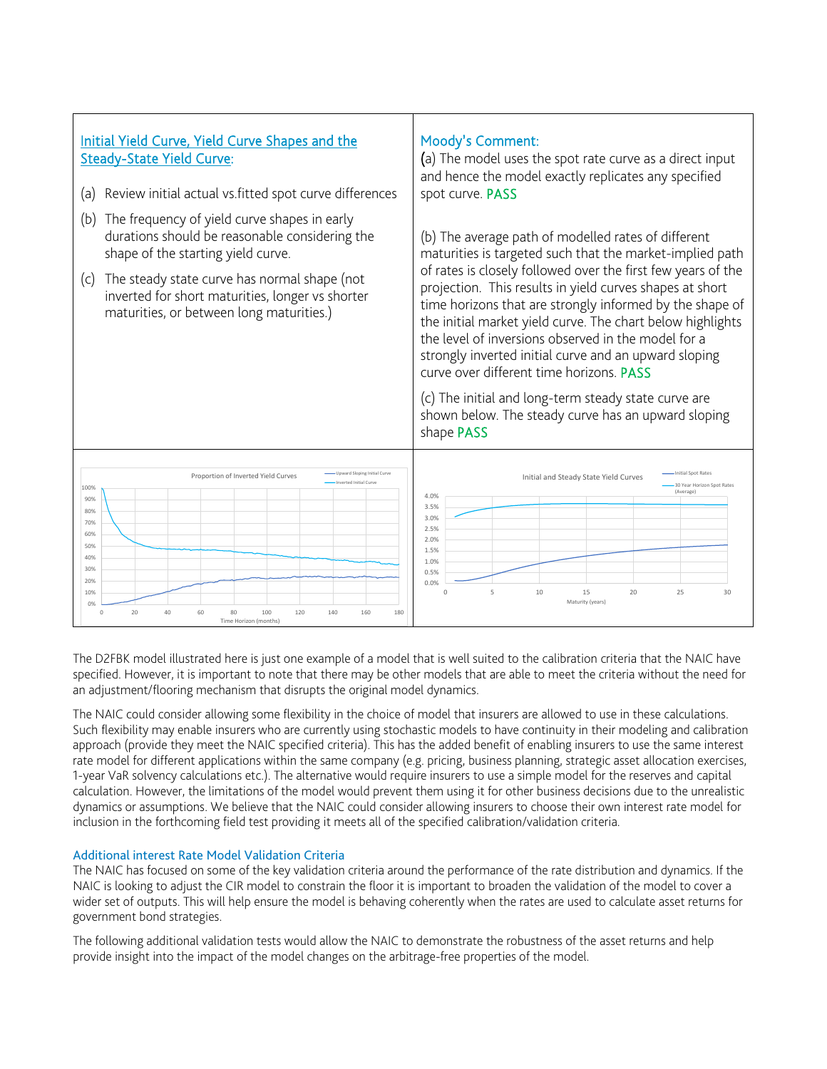| Initial Yield Curve, Yield Curve Shapes and the Steady-State Yield Curve: | Moody's Comment: |
| --- | --- |
| (a) Review initial actual vs.fitted spot curve differences | (a) The model uses the spot rate curve as a direct input and hence the model exactly replicates any specified spot curve. PASS |
| (b) The frequency of yield curve shapes in early durations should be reasonable considering the shape of the starting yield curve. | (b) The average path of modelled rates of different maturities is targeted such that the market-implied path of rates is closely followed over the first few years of the projection. This results in yield curves shapes at short time horizons that are strongly informed by the shape of the initial market yield curve. The chart below highlights the level of inversions observed in the model for a strongly inverted initial curve and an upward sloping curve over different time horizons. PASS |
| (c) The steady state curve has normal shape (not inverted for short maturities, longer vs shorter maturities, or between long maturities.) | (c) The initial and long-term steady state curve are shown below. The steady curve has an upward sloping shape PASS |

The D2FBK model illustrated here is just one example of a model that is well suited to the calibration criteria that the NAIC have specified. However, it is important to note that there may be other models that are able to meet the criteria without the need for an adjustment/flooring mechanism that disrupts the original model dynamics.

The NAIC could consider allowing some flexibility in the choice of model that insurers are allowed to use in these calculations. Such flexibility may enable insurers who are currently using stochastic models to have continuity in their modeling and calibration approach (provide they meet the NAIC specified criteria). This has the added benefit of enabling insurers to use the same interest rate model for different applications within the same company (e.g. pricing, business planning, strategic asset allocation exercises, 1-year VaR solvency calculations etc.). The alternative would require insurers to use a simple model for the reserves and capital calculation. However, the limitations of the model would prevent them using it for other business decisions due to the unrealistic dynamics or assumptions. We believe that the NAIC could consider allowing insurers to choose their own interest rate model for inclusion in the forthcoming field test providing it meets all of the specified calibration/validation criteria.

### Additional interest Rate Model Validation Criteria

The NAIC has focused on some of the key validation criteria around the performance of the rate distribution and dynamics. If the NAIC is looking to adjust the CIR model to constrain the floor it is important to broaden the validation of the model to cover a wider set of outputs. This will help ensure the model is behaving coherently when the rates are used to calculate asset returns for government bond strategies.

The following additional validation tests would allow the NAIC to demonstrate the robustness of the asset returns and help provide insight into the impact of the model changes on the arbitrage-free properties of the model.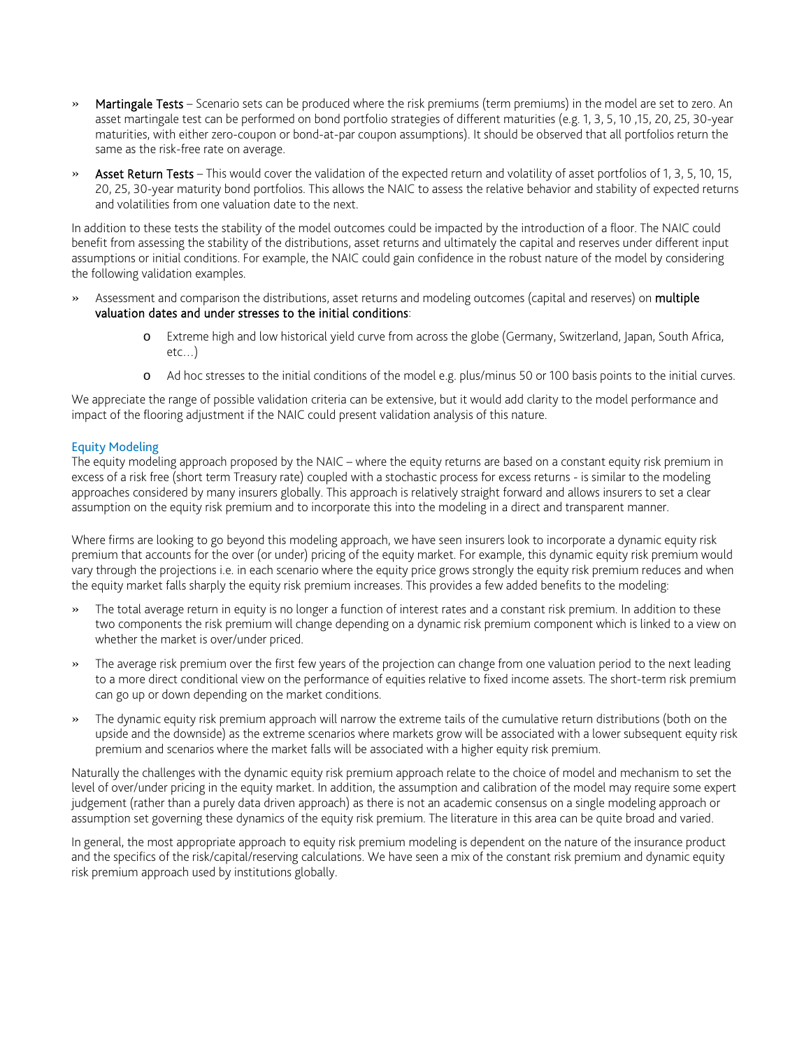- **Martingale Tests** – Scenario sets can be produced where the risk premiums (term premiums) in the model are set to zero. An asset martingale test can be performed on bond portfolio strategies of different maturities (e.g. 1, 3, 5, 10 ,15, 20, 25, 30-year maturities, with either zero-coupon or bond-at-par coupon assumptions). It should be observed that all portfolios return the same as the risk-free rate on average.
- **Asset Return Tests** – This would cover the validation of the expected return and volatility of asset portfolios of 1, 3, 5, 10, 15, 20, 25, 30-year maturity bond portfolios. This allows the NAIC to assess the relative behavior and stability of expected returns and volatilities from one valuation date to the next.

In addition to these tests the stability of the model outcomes could be impacted by the introduction of a floor. The NAIC could benefit from assessing the stability of the distributions, asset returns and ultimately the capital and reserves under different input assumptions or initial conditions. For example, the NAIC could gain confidence in the robust nature of the model by considering the following validation examples.

- Assessment and comparison the distributions, asset returns and modeling outcomes (capital and reserves) on **multiple valuation dates and under stresses to the initial conditions**:
  - Extreme high and low historical yield curve from across the globe (Germany, Switzerland, Japan, South Africa, etc…)
  - Ad hoc stresses to the initial conditions of the model e.g. plus/minus 50 or 100 basis points to the initial curves.

We appreciate the range of possible validation criteria can be extensive, but it would add clarity to the model performance and impact of the flooring adjustment if the NAIC could present validation analysis of this nature.

## Equity Modeling

The equity modeling approach proposed by the NAIC – where the equity returns are based on a constant equity risk premium in excess of a risk free (short term Treasury rate) coupled with a stochastic process for excess returns - is similar to the modeling approaches considered by many insurers globally. This approach is relatively straight forward and allows insurers to set a clear assumption on the equity risk premium and to incorporate this into the modeling in a direct and transparent manner.

Where firms are looking to go beyond this modeling approach, we have seen insurers look to incorporate a dynamic equity risk premium that accounts for the over (or under) pricing of the equity market. For example, this dynamic equity risk premium would vary through the projections i.e. in each scenario where the equity price grows strongly the equity risk premium reduces and when the equity market falls sharply the equity risk premium increases. This provides a few added benefits to the modeling:

- The total average return in equity is no longer a function of interest rates and a constant risk premium. In addition to these two components the risk premium will change depending on a dynamic risk premium component which is linked to a view on whether the market is over/under priced.
- The average risk premium over the first few years of the projection can change from one valuation period to the next leading to a more direct conditional view on the performance of equities relative to fixed income assets. The short-term risk premium can go up or down depending on the market conditions.
- The dynamic equity risk premium approach will narrow the extreme tails of the cumulative return distributions (both on the upside and the downside) as the extreme scenarios where markets grow will be associated with a lower subsequent equity risk premium and scenarios where the market falls will be associated with a higher equity risk premium.

Naturally the challenges with the dynamic equity risk premium approach relate to the choice of model and mechanism to set the level of over/under pricing in the equity market. In addition, the assumption and calibration of the model may require some expert judgement (rather than a purely data driven approach) as there is not an academic consensus on a single modeling approach or assumption set governing these dynamics of the equity risk premium. The literature in this area can be quite broad and varied.

In general, the most appropriate approach to equity risk premium modeling is dependent on the nature of the insurance product and the specifics of the risk/capital/reserving calculations. We have seen a mix of the constant risk premium and dynamic equity risk premium approach used by institutions globally.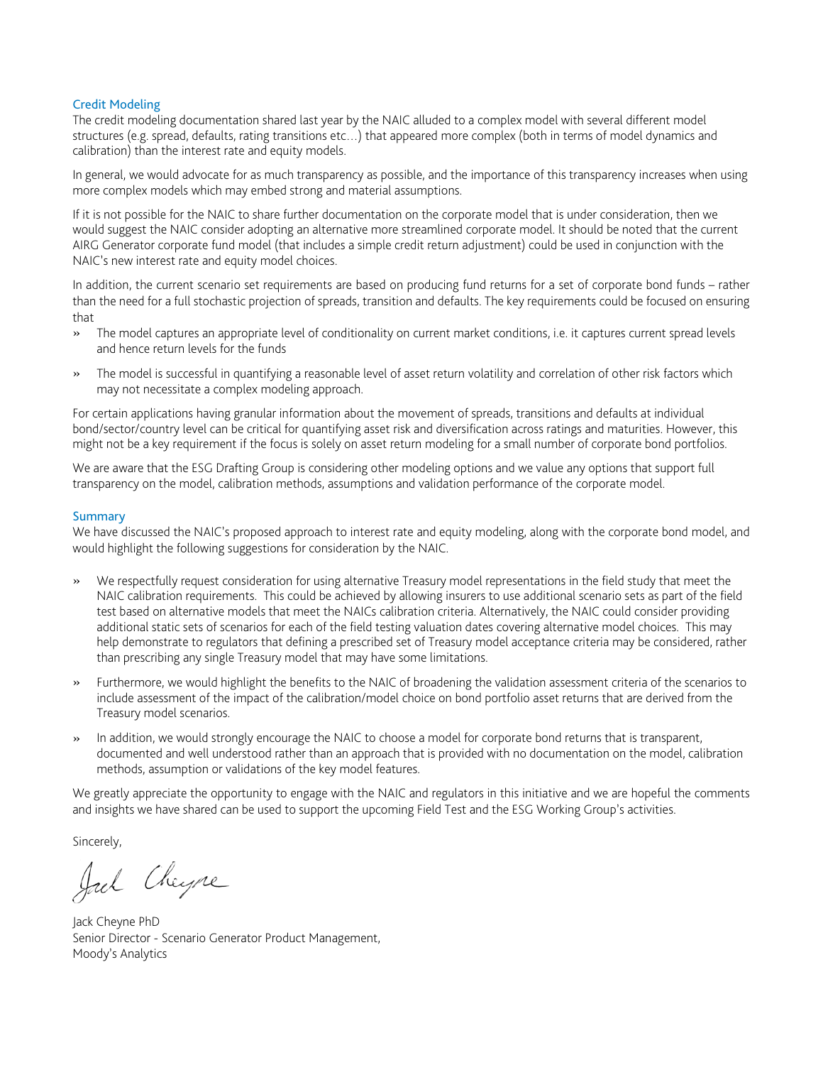## Credit Modeling

The credit modeling documentation shared last year by the NAIC alluded to a complex model with several different model structures (e.g. spread, defaults, rating transitions etc…) that appeared more complex (both in terms of model dynamics and calibration) than the interest rate and equity models.

In general, we would advocate for as much transparency as possible, and the importance of this transparency increases when using more complex models which may embed strong and material assumptions.

If it is not possible for the NAIC to share further documentation on the corporate model that is under consideration, then we would suggest the NAIC consider adopting an alternative more streamlined corporate model. It should be noted that the current AIRG Generator corporate fund model (that includes a simple credit return adjustment) could be used in conjunction with the NAIC's new interest rate and equity model choices.

In addition, the current scenario set requirements are based on producing fund returns for a set of corporate bond funds – rather than the need for a full stochastic projection of spreads, transition and defaults. The key requirements could be focused on ensuring that

- » The model captures an appropriate level of conditionality on current market conditions, i.e. it captures current spread levels and hence return levels for the funds
- » The model is successful in quantifying a reasonable level of asset return volatility and correlation of other risk factors which may not necessitate a complex modeling approach.

For certain applications having granular information about the movement of spreads, transitions and defaults at individual bond/sector/country level can be critical for quantifying asset risk and diversification across ratings and maturities. However, this might not be a key requirement if the focus is solely on asset return modeling for a small number of corporate bond portfolios.

We are aware that the ESG Drafting Group is considering other modeling options and we value any options that support full transparency on the model, calibration methods, assumptions and validation performance of the corporate model.

## Summary

We have discussed the NAIC's proposed approach to interest rate and equity modeling, along with the corporate bond model, and would highlight the following suggestions for consideration by the NAIC.

- » We respectfully request consideration for using alternative Treasury model representations in the field study that meet the NAIC calibration requirements. This could be achieved by allowing insurers to use additional scenario sets as part of the field test based on alternative models that meet the NAICs calibration criteria. Alternatively, the NAIC could consider providing additional static sets of scenarios for each of the field testing valuation dates covering alternative model choices. This may help demonstrate to regulators that defining a prescribed set of Treasury model acceptance criteria may be considered, rather than prescribing any single Treasury model that may have some limitations.
- » Furthermore, we would highlight the benefits to the NAIC of broadening the validation assessment criteria of the scenarios to include assessment of the impact of the calibration/model choice on bond portfolio asset returns that are derived from the Treasury model scenarios.
- » In addition, we would strongly encourage the NAIC to choose a model for corporate bond returns that is transparent, documented and well understood rather than an approach that is provided with no documentation on the model, calibration methods, assumption or validations of the key model features.

We greatly appreciate the opportunity to engage with the NAIC and regulators in this initiative and we are hopeful the comments and insights we have shared can be used to support the upcoming Field Test and the ESG Working Group's activities.

Sincerely,

Jack Cheyne

Jack Cheyne PhD
Senior Director - Scenario Generator Product Management,
Moody's Analytics